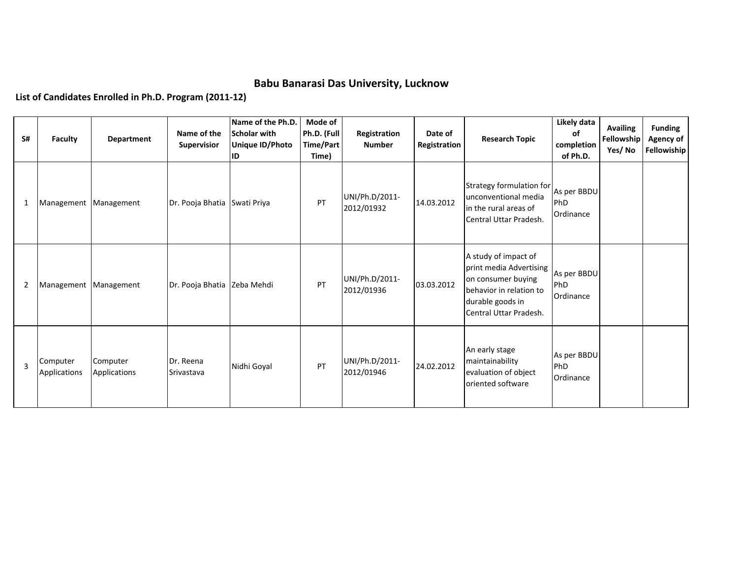# Babu Banarasi Das University, Lucknow

**List of Candidates Enrolled in Ph.D. Program (2011-12)**

| S# | Faculty | Department | Name of the Supervisior | Name of the Ph.D. Scholar with Unique ID/Photo ID | Mode of Ph.D. (Full Time/Part Time) | Registration Number | Date of Registration | Research Topic | Likely data of completion of Ph.D. | Availing Fellowship Yes/ No | Funding Agency of Fellowship |
|---|---|---|---|---|---|---|---|---|---|---|---|
| 1 | Management | Management | Dr. Pooja Bhatia | Swati Priya | PT | UNI/Ph.D/2011-2012/01932 | 14.03.2012 | Strategy formulation for unconventional media in the rural areas of Central Uttar Pradesh. | As per BBDU PhD Ordinance | | |
| 2 | Management | Management | Dr. Pooja Bhatia | Zeba Mehdi | PT | UNI/Ph.D/2011-2012/01936 | 03.03.2012 | A study of impact of print media Advertising on consumer buying behavior in relation to durable goods in Central Uttar Pradesh. | As per BBDU PhD Ordinance | | |
| 3 | Computer Applications | Computer Applications | Dr. Reena Srivastava | Nidhi Goyal | PT | UNI/Ph.D/2011-2012/01946 | 24.02.2012 | An early stage maintainability evaluation of object oriented software | As per BBDU PhD Ordinance | | |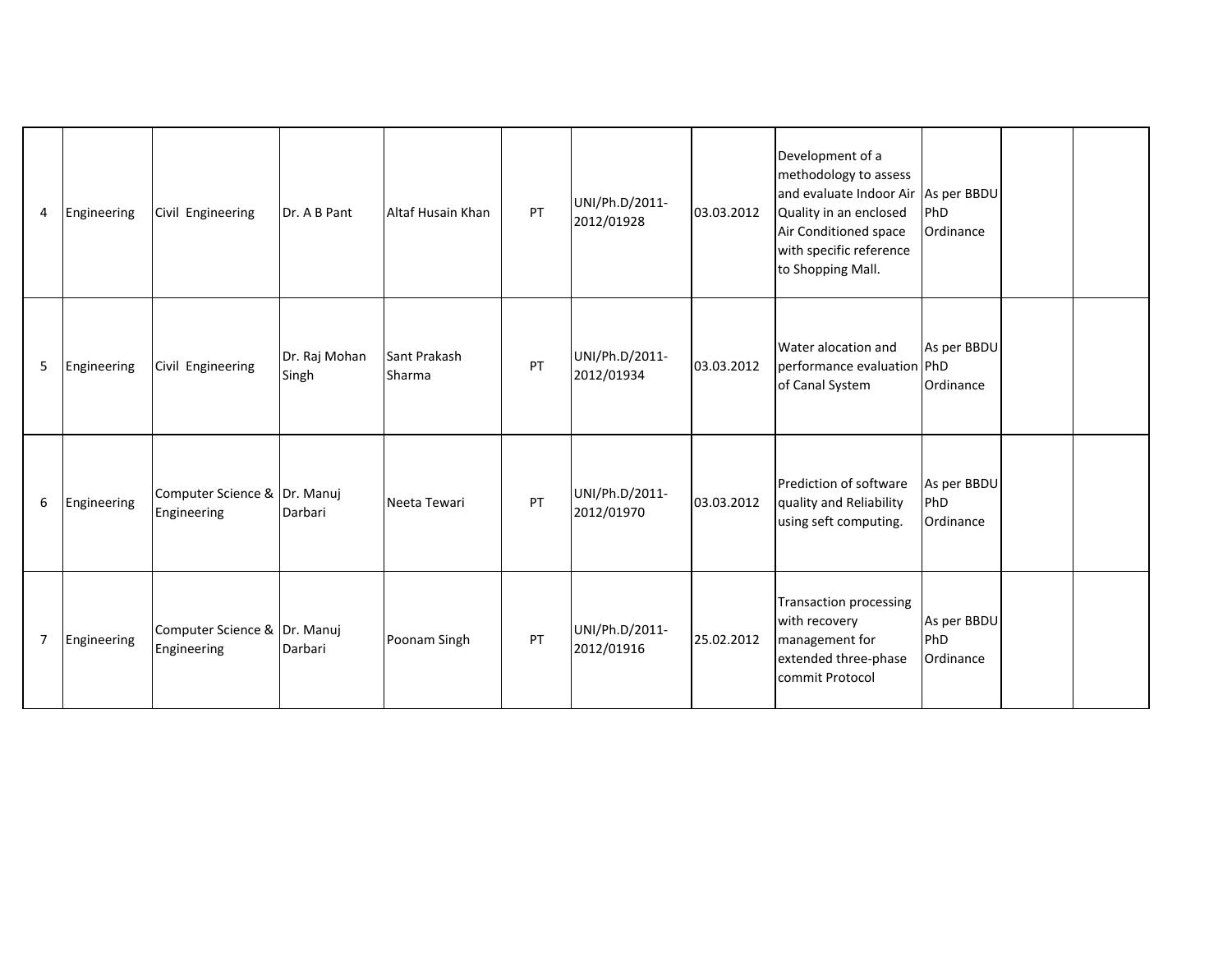| | | | | | | | | | | |
|---|---|---|---|---|---|---|---|---|---|---|
| 4 | Engineering | Civil Engineering | Dr. A B Pant | Altaf Husain Khan | PT | UNI/Ph.D/2011-2012/01928 | 03.03.2012 | Development of a methodology to assess and evaluate Indoor Air Quality in an enclosed Air Conditioned space with specific reference to Shopping Mall. | As per BBDU PhD Ordinance | | |
| 5 | Engineering | Civil Engineering | Dr. Raj Mohan Singh | Sant Prakash Sharma | PT | UNI/Ph.D/2011-2012/01934 | 03.03.2012 | Water alocation and performance evaluation of Canal System | As per BBDU PhD Ordinance | | |
| 6 | Engineering | Computer Science & Engineering | Dr. Manuj Darbari | Neeta Tewari | PT | UNI/Ph.D/2011-2012/01970 | 03.03.2012 | Prediction of software quality and Reliability using seft computing. | As per BBDU PhD Ordinance | | |
| 7 | Engineering | Computer Science & Engineering | Dr. Manuj Darbari | Poonam Singh | PT | UNI/Ph.D/2011-2012/01916 | 25.02.2012 | Transaction processing with recovery management for extended three-phase commit Protocol | As per BBDU PhD Ordinance | | |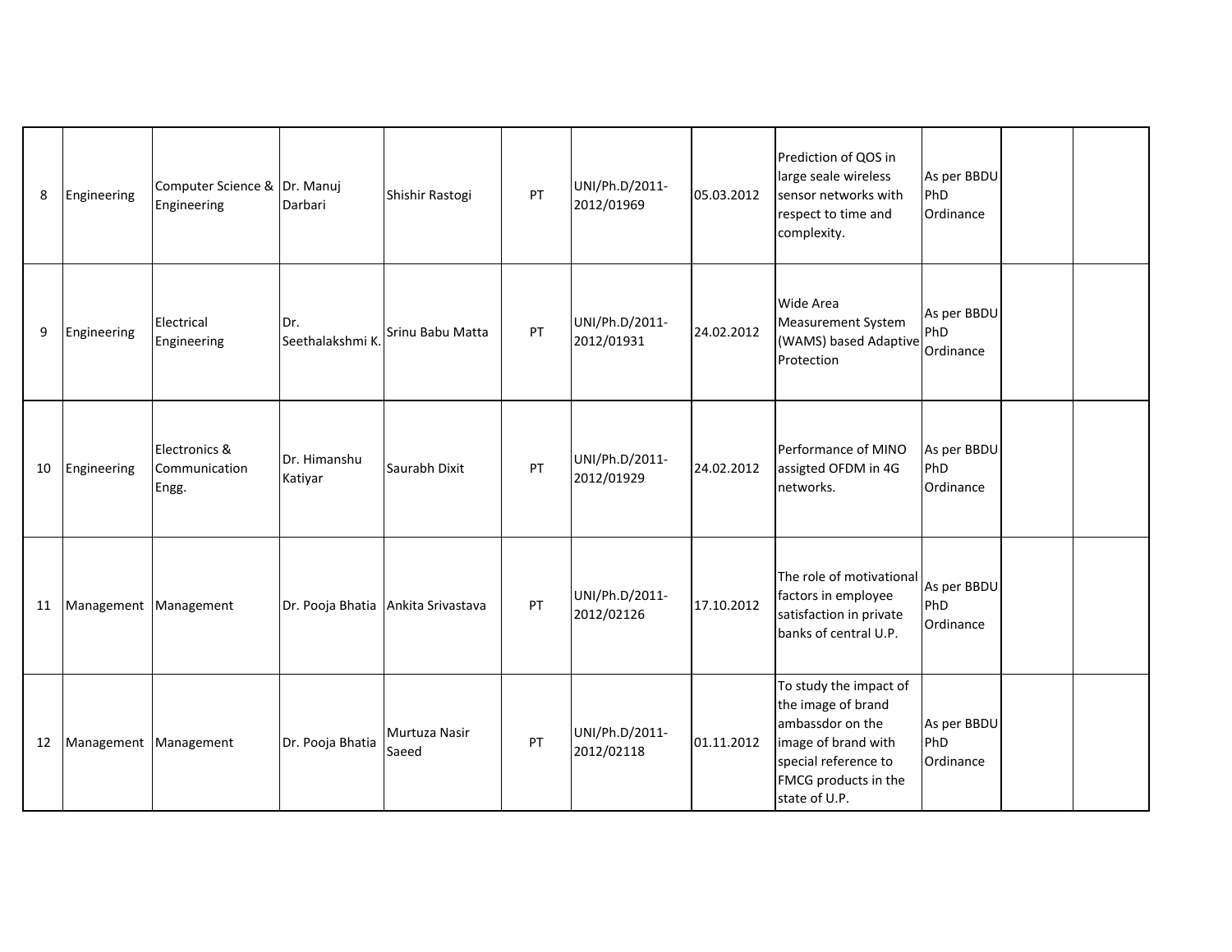| | | | | | | | | | | |
|---|---|---|---|---|---|---|---|---|---|---|
| 8 | Engineering | Computer Science & Engineering | Dr. Manuj Darbari | Shishir Rastogi | PT | UNI/Ph.D/2011-2012/01969 | 05.03.2012 | Prediction of QOS in large seale wireless sensor networks with respect to time and complexity. | As per BBDU PhD Ordinance | | |
| 9 | Engineering | Electrical Engineering | Dr. Seethalakshmi K. | Srinu Babu Matta | PT | UNI/Ph.D/2011-2012/01931 | 24.02.2012 | Wide Area Measurement System (WAMS) based Adaptive Protection | As per BBDU PhD Ordinance | | |
| 10 | Engineering | Electronics & Communication Engg. | Dr. Himanshu Katiyar | Saurabh Dixit | PT | UNI/Ph.D/2011-2012/01929 | 24.02.2012 | Performance of MINO assigted OFDM in 4G networks. | As per BBDU PhD Ordinance | | |
| 11 | Management | Management | Dr. Pooja Bhatia | Ankita Srivastava | PT | UNI/Ph.D/2011-2012/02126 | 17.10.2012 | The role of motivational factors in employee satisfaction in private banks of central U.P. | As per BBDU PhD Ordinance | | |
| 12 | Management | Management | Dr. Pooja Bhatia | Murtuza Nasir Saeed | PT | UNI/Ph.D/2011-2012/02118 | 01.11.2012 | To study the impact of the image of brand ambassdor on the image of brand with special reference to FMCG products in the state of U.P. | As per BBDU PhD Ordinance | | |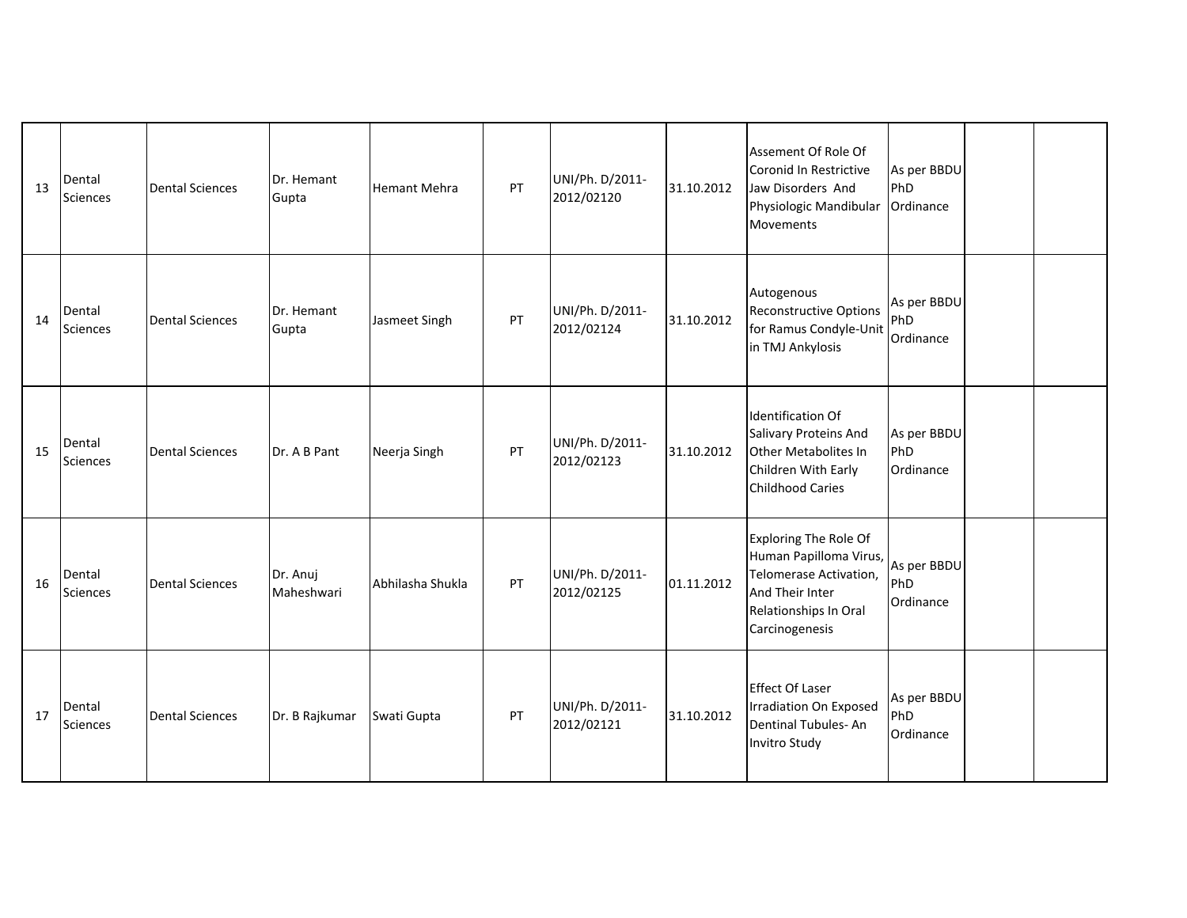| | | | | | | | | | | | |
|---|---|---|---|---|---|---|---|---|---|---|---|
| 13 | Dental Sciences | Dental Sciences | Dr. Hemant Gupta | Hemant Mehra | PT | UNI/Ph. D/2011-2012/02120 | 31.10.2012 | Assement Of Role Of Coronid In Restrictive Jaw Disorders And Physiologic Mandibular Movements | As per BBDU PhD Ordinance | | |
| 14 | Dental Sciences | Dental Sciences | Dr. Hemant Gupta | Jasmeet Singh | PT | UNI/Ph. D/2011-2012/02124 | 31.10.2012 | Autogenous Reconstructive Options for Ramus Condyle-Unit in TMJ Ankylosis | As per BBDU PhD Ordinance | | |
| 15 | Dental Sciences | Dental Sciences | Dr. A B Pant | Neerja Singh | PT | UNI/Ph. D/2011-2012/02123 | 31.10.2012 | Identification Of Salivary Proteins And Other Metabolites In Children With Early Childhood Caries | As per BBDU PhD Ordinance | | |
| 16 | Dental Sciences | Dental Sciences | Dr. Anuj Maheshwari | Abhilasha Shukla | PT | UNI/Ph. D/2011-2012/02125 | 01.11.2012 | Exploring The Role Of Human Papilloma Virus, Telomerase Activation, And Their Inter Relationships In Oral Carcinogenesis | As per BBDU PhD Ordinance | | |
| 17 | Dental Sciences | Dental Sciences | Dr. B Rajkumar | Swati Gupta | PT | UNI/Ph. D/2011-2012/02121 | 31.10.2012 | Effect Of Laser Irradiation On Exposed Dentinal Tubules- An Invitro Study | As per BBDU PhD Ordinance | | |